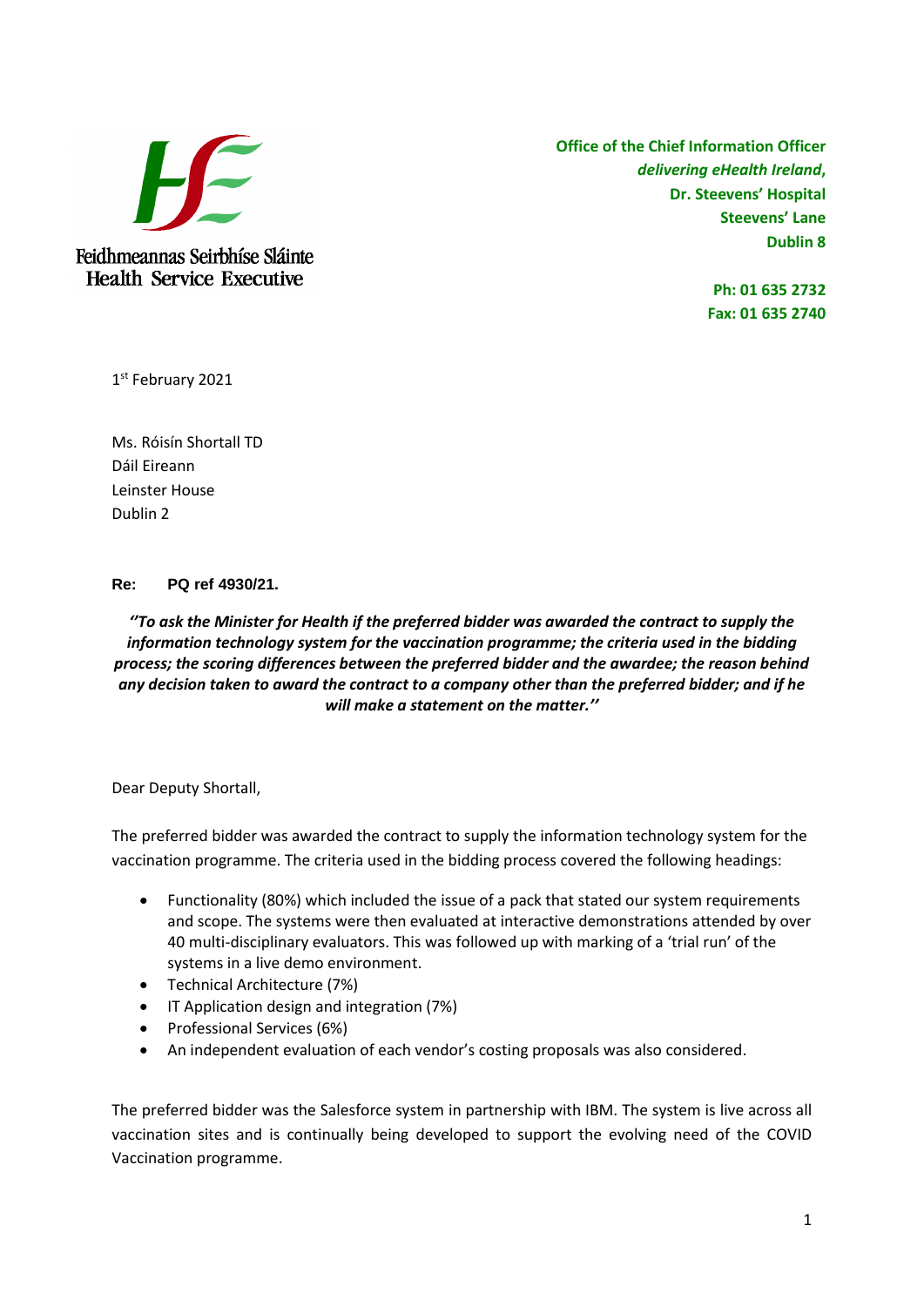Feidhmeannas Seirbhíse Sláinte
Health Service Executive

**Office of the Chief Information Officer**
***delivering eHealth Ireland,***
**Dr. Steevens' Hospital**
**Steevens' Lane**
**Dublin 8**

**Ph: 01 635 2732**
**Fax: 01 635 2740**

1st February 2021

Ms. Róisín Shortall TD
Dáil Eireann
Leinster House
Dublin 2

**Re: PQ ref 4930/21.**

***''To ask the Minister for Health if the preferred bidder was awarded the contract to supply the information technology system for the vaccination programme; the criteria used in the bidding process; the scoring differences between the preferred bidder and the awardee; the reason behind any decision taken to award the contract to a company other than the preferred bidder; and if he will make a statement on the matter.''***

Dear Deputy Shortall,

The preferred bidder was awarded the contract to supply the information technology system for the vaccination programme. The criteria used in the bidding process covered the following headings:

- Functionality (80%) which included the issue of a pack that stated our system requirements and scope. The systems were then evaluated at interactive demonstrations attended by over 40 multi-disciplinary evaluators. This was followed up with marking of a 'trial run' of the systems in a live demo environment.
- Technical Architecture (7%)
- IT Application design and integration (7%)
- Professional Services (6%)
- An independent evaluation of each vendor's costing proposals was also considered.

The preferred bidder was the Salesforce system in partnership with IBM. The system is live across all vaccination sites and is continually being developed to support the evolving need of the COVID Vaccination programme.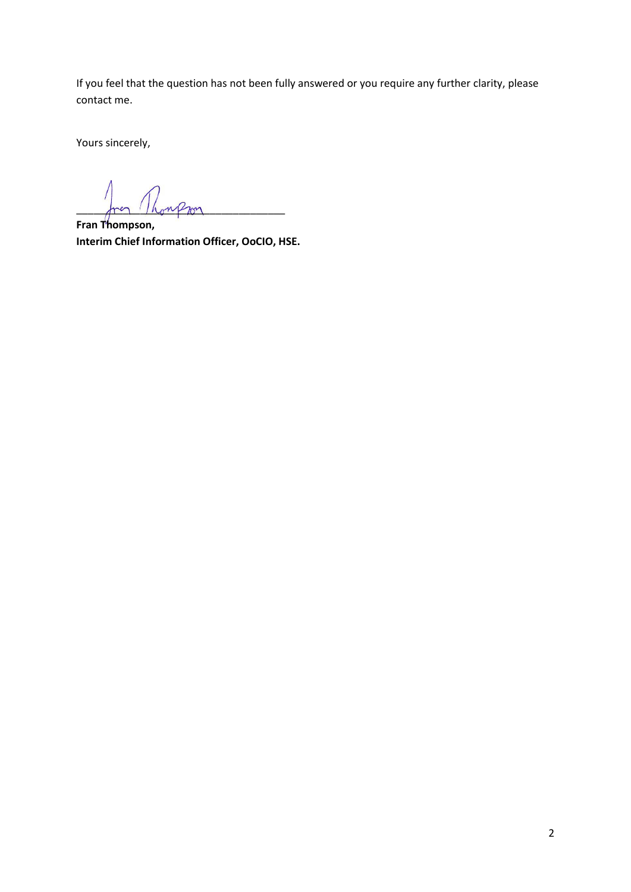If you feel that the question has not been fully answered or you require any further clarity, please contact me.

Yours sincerely,

___________________________________

**Fran Thompson,**
**Interim Chief Information Officer, OoCIO, HSE.**